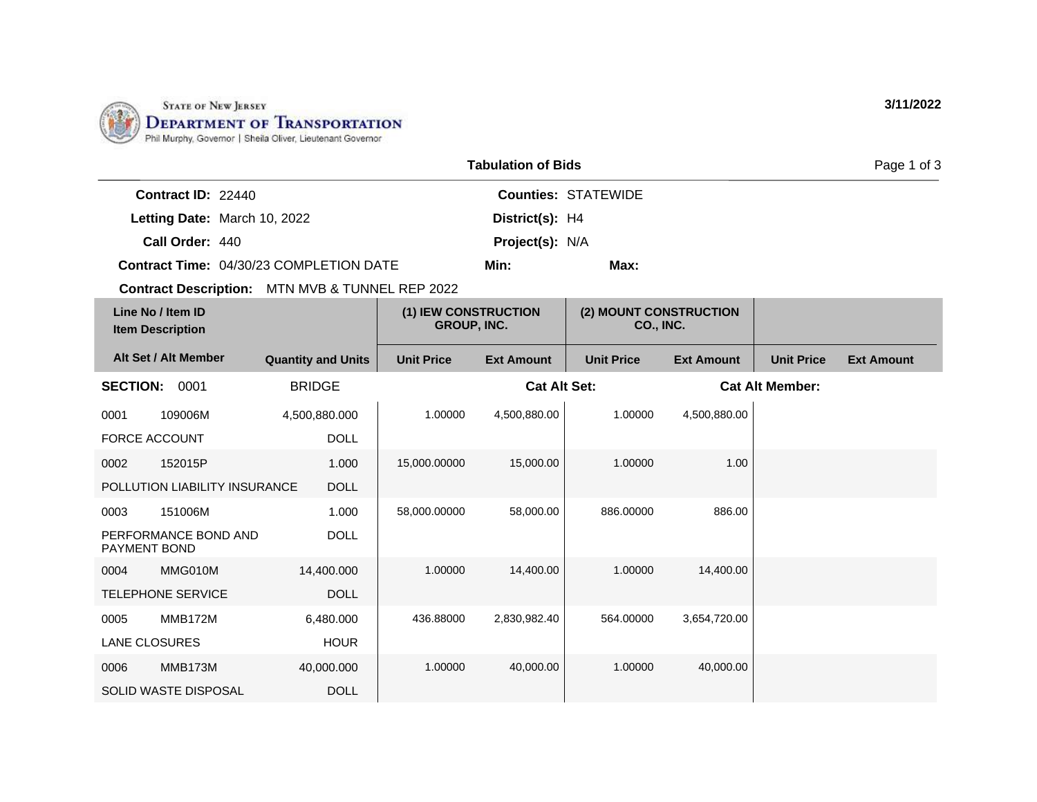State of New Jersey
**Department of Transportation**
Phil Murphy, Governor | Sheila Oliver, Lieutenant Governor

3/11/2022

## Tabulation of Bids

**Contract ID:** 22440
**Letting Date:** March 10, 2022
**Call Order:** 440
**Contract Time:** 04/30/23 COMPLETION DATE
**Contract Description:** MTN MVB & TUNNEL REP 2022

**Counties:** STATEWIDE
**District(s):** H4
**Project(s):** N/A
**Min:**
**Max:**

| Line No / Item ID | Item Description | Alt Set / Alt Member | Quantity and Units | (1) IEW CONSTRUCTION GROUP, INC. Unit Price | (1) IEW CONSTRUCTION GROUP, INC. Ext Amount | (2) MOUNT CONSTRUCTION CO., INC. Unit Price | (2) MOUNT CONSTRUCTION CO., INC. Ext Amount | Unit Price | Ext Amount |
|---|---|---|---|---|---|---|---|---|---|
| **SECTION: 0001** | BRIDGE | | | **Cat Alt Set:** | | | **Cat Alt Member:** | | |
| 0001 109006M | FORCE ACCOUNT | | 4,500,880.000 DOLL | 1.00000 | 4,500,880.00 | 1.00000 | 4,500,880.00 | | |
| 0002 152015P | POLLUTION LIABILITY INSURANCE | | 1.000 DOLL | 15,000.00000 | 15,000.00 | 1.00000 | 1.00 | | |
| 0003 151006M | PERFORMANCE BOND AND PAYMENT BOND | | 1.000 DOLL | 58,000.00000 | 58,000.00 | 886.00000 | 886.00 | | |
| 0004 MMG010M | TELEPHONE SERVICE | | 14,400.000 DOLL | 1.00000 | 14,400.00 | 1.00000 | 14,400.00 | | |
| 0005 MMB172M | LANE CLOSURES | | 6,480.000 HOUR | 436.88000 | 2,830,982.40 | 564.00000 | 3,654,720.00 | | |
| 0006 MMB173M | SOLID WASTE DISPOSAL | | 40,000.000 DOLL | 1.00000 | 40,000.00 | 1.00000 | 40,000.00 | | |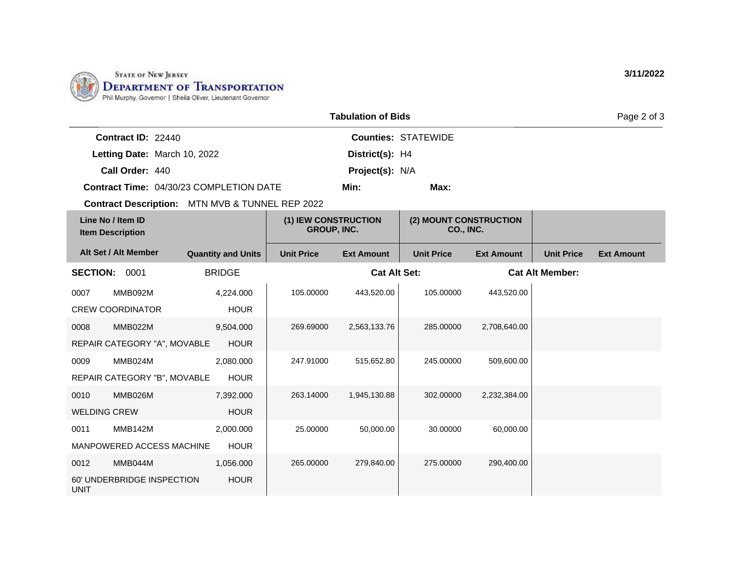STATE OF NEW JERSEY
DEPARTMENT OF TRANSPORTATION
Phil Murphy, Governor | Sheila Oliver, Lieutenant Governor

3/11/2022

## Tabulation of Bids

**Contract ID:** 22440
**Letting Date:** March 10, 2022
**Call Order:** 440
**Contract Time:** 04/30/23 COMPLETION DATE
**Contract Description:** MTN MVB & TUNNEL REP 2022

**Counties:** STATEWIDE
**District(s):** H4
**Project(s):** N/A
**Min:**
**Max:**

| Line No / Item ID | Item Description | Alt Set / Alt Member | Quantity and Units | (1) IEW CONSTRUCTION GROUP, INC. Unit Price | (1) IEW CONSTRUCTION GROUP, INC. Ext Amount | (2) MOUNT CONSTRUCTION CO., INC. Unit Price | (2) MOUNT CONSTRUCTION CO., INC. Ext Amount | Unit Price | Ext Amount |
|---|---|---|---|---|---|---|---|---|---|
| **SECTION: 0001** | BRIDGE | | | **Cat Alt Set:** | | | **Cat Alt Member:** | | |
| 0007 MMB092M | CREW COORDINATOR | | 4,224.000 HOUR | 105.00000 | 443,520.00 | 105.00000 | 443,520.00 | | |
| 0008 MMB022M | REPAIR CATEGORY "A", MOVABLE | | 9,504.000 HOUR | 269.69000 | 2,563,133.76 | 285.00000 | 2,708,640.00 | | |
| 0009 MMB024M | REPAIR CATEGORY "B", MOVABLE | | 2,080.000 HOUR | 247.91000 | 515,652.80 | 245.00000 | 509,600.00 | | |
| 0010 MMB026M | WELDING CREW | | 7,392.000 HOUR | 263.14000 | 1,945,130.88 | 302.00000 | 2,232,384.00 | | |
| 0011 MMB142M | MANPOWERED ACCESS MACHINE | | 2,000.000 HOUR | 25.00000 | 50,000.00 | 30.00000 | 60,000.00 | | |
| 0012 MMB044M | 60' UNDERBRIDGE INSPECTION UNIT | | 1,056.000 HOUR | 265.00000 | 279,840.00 | 275.00000 | 290,400.00 | | |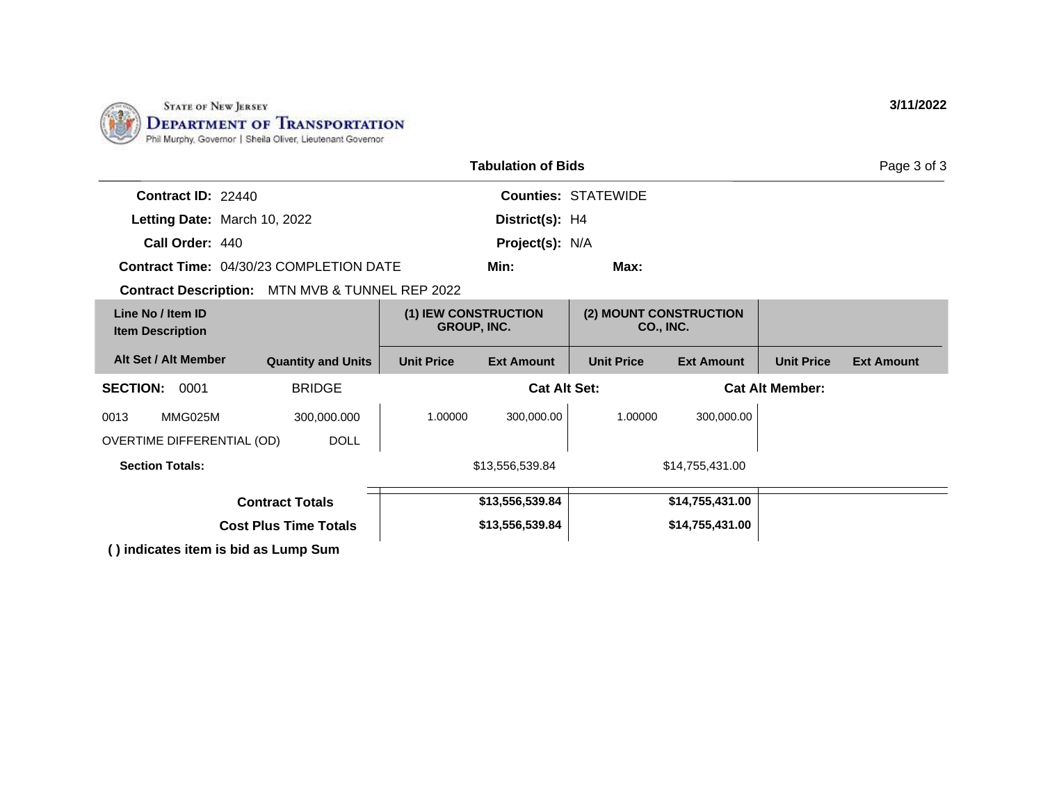State of New Jersey
**Department of Transportation**
Phil Murphy, Governor | Sheila Oliver, Lieutenant Governor

**3/11/2022**

## Tabulation of Bids

**Contract ID:** 22440
**Letting Date:** March 10, 2022
**Call Order:** 440
**Contract Time:** 04/30/23 COMPLETION DATE
**Contract Description:** MTN MVB & TUNNEL REP 2022

**Counties:** STATEWIDE
**District(s):** H4
**Project(s):** N/A
**Min:**
**Max:**

| Line No / Item ID / Item Description / Alt Set / Alt Member | Quantity and Units | (1) IEW CONSTRUCTION GROUP, INC. | | (2) MOUNT CONSTRUCTION CO., INC. | | | |
|---|---|---|---|---|---|---|---|
| | | Unit Price | Ext Amount | Unit Price | Ext Amount | Unit Price | Ext Amount |
| **SECTION: 0001** | BRIDGE | | **Cat Alt Set:** | | **Cat Alt Member:** | | |
| 0013 MMG025M OVERTIME DIFFERENTIAL (OD) | 300,000.000 DOLL | 1.00000 | 300,000.00 | 1.00000 | 300,000.00 | | |
| **Section Totals:** | | | $13,556,539.84 | | $14,755,431.00 | | |
| **Contract Totals** | | | **$13,556,539.84** | | **$14,755,431.00** | | |
| **Cost Plus Time Totals** | | | **$13,556,539.84** | | **$14,755,431.00** | | |

**( ) indicates item is bid as Lump Sum**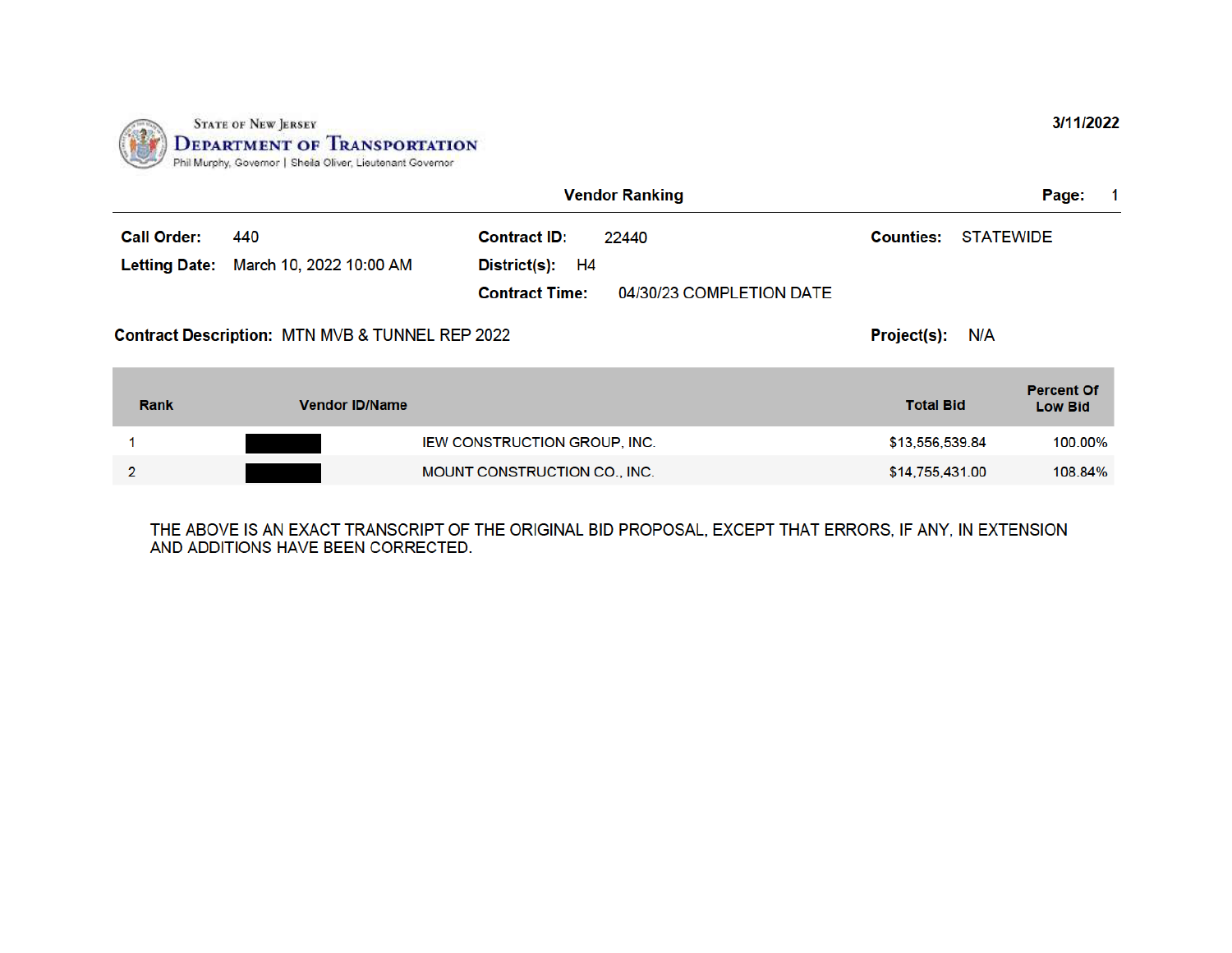STATE OF NEW JERSEY
DEPARTMENT OF TRANSPORTATION
Phil Murphy, Governor | Sheila Oliver, Lieutenant Governor

3/11/2022

## Vendor Ranking

Page: 1

**Call Order:** 440
**Letting Date:** March 10, 2022 10:00 AM

**Contract ID:** 22440
**District(s):** H4
**Contract Time:** 04/30/23 COMPLETION DATE

**Counties:** STATEWIDE

**Contract Description:** MTN MVB & TUNNEL REP 2022

**Project(s):** N/A

| Rank | Vendor ID/Name | | Total Bid | Percent Of Low Bid |
| --- | --- | --- | --- | --- |
| 1 | ██████ | IEW CONSTRUCTION GROUP, INC. | $13,556,539.84 | 100.00% |
| 2 | ██████ | MOUNT CONSTRUCTION CO., INC. | $14,755,431.00 | 108.84% |

THE ABOVE IS AN EXACT TRANSCRIPT OF THE ORIGINAL BID PROPOSAL, EXCEPT THAT ERRORS, IF ANY, IN EXTENSION AND ADDITIONS HAVE BEEN CORRECTED.